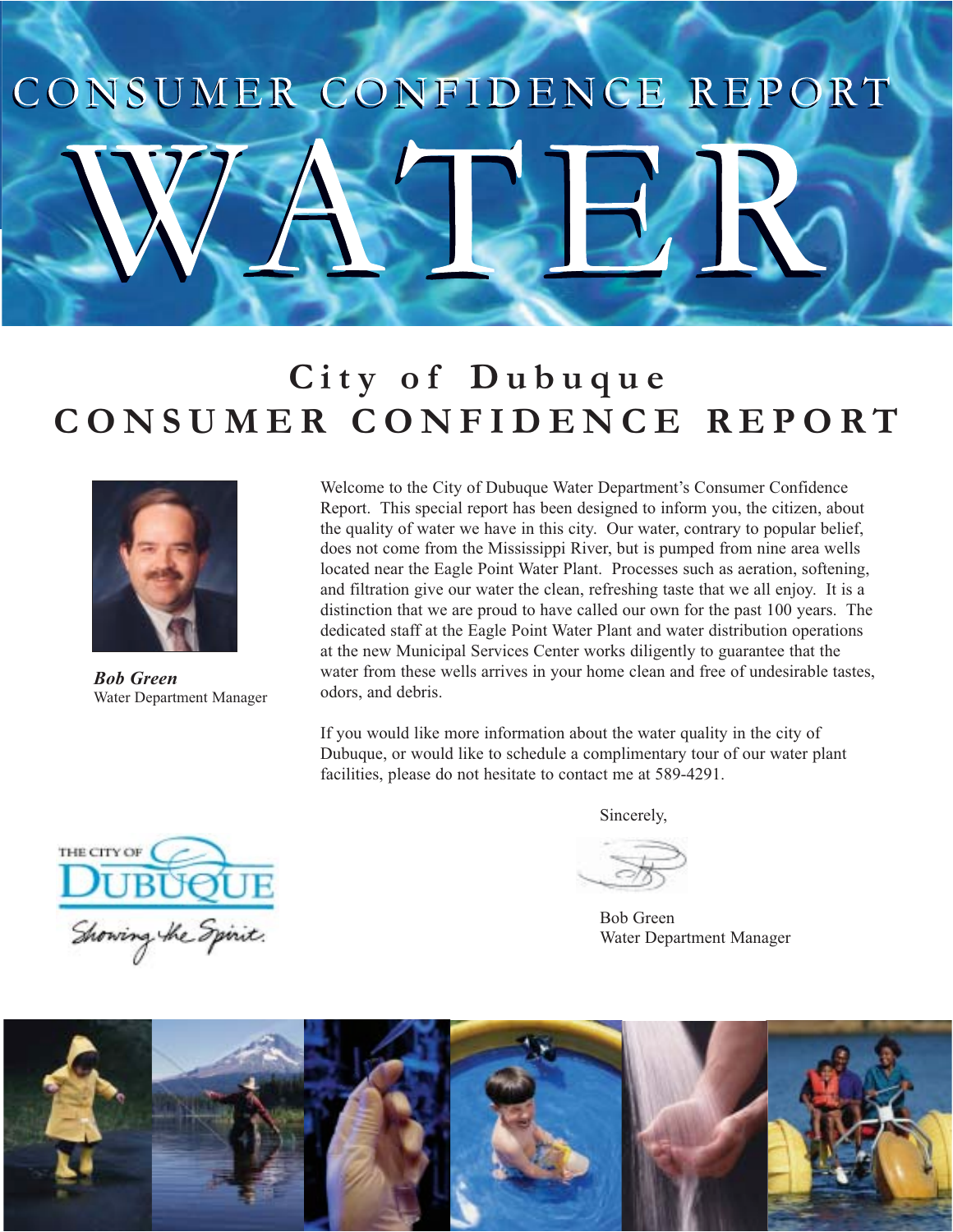# CONSUMER CONFIDENCE REPORT

# WATER

## City of Dubuque
## CONSUMER CONFIDENCE REPORT

***Bob Green***
Water Department Manager

Welcome to the City of Dubuque Water Department's Consumer Confidence Report. This special report has been designed to inform you, the citizen, about the quality of water we have in this city. Our water, contrary to popular belief, does not come from the Mississippi River, but is pumped from nine area wells located near the Eagle Point Water Plant. Processes such as aeration, softening, and filtration give our water the clean, refreshing taste that we all enjoy. It is a distinction that we are proud to have called our own for the past 100 years. The dedicated staff at the Eagle Point Water Plant and water distribution operations at the new Municipal Services Center works diligently to guarantee that the water from these wells arrives in your home clean and free of undesirable tastes, odors, and debris.

If you would like more information about the water quality in the city of Dubuque, or would like to schedule a complimentary tour of our water plant facilities, please do not hesitate to contact me at 589-4291.

Sincerely,

Bob Green
Water Department Manager

THE CITY OF DUBUQUE
*Showing the Spirit.*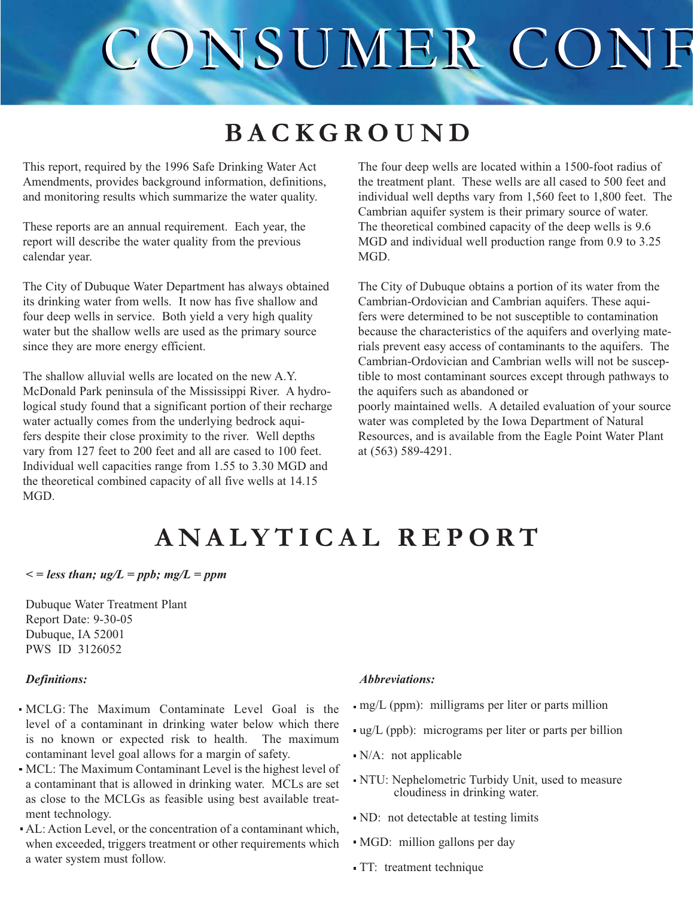# CONSUMER CONF

## BACKGROUND

This report, required by the 1996 Safe Drinking Water Act Amendments, provides background information, definitions, and monitoring results which summarize the water quality.

These reports are an annual requirement. Each year, the report will describe the water quality from the previous calendar year.

The City of Dubuque Water Department has always obtained its drinking water from wells. It now has five shallow and four deep wells in service. Both yield a very high quality water but the shallow wells are used as the primary source since they are more energy efficient.

The shallow alluvial wells are located on the new A.Y. McDonald Park peninsula of the Mississippi River. A hydrological study found that a significant portion of their recharge water actually comes from the underlying bedrock aquifers despite their close proximity to the river. Well depths vary from 127 feet to 200 feet and all are cased to 100 feet. Individual well capacities range from 1.55 to 3.30 MGD and the theoretical combined capacity of all five wells at 14.15 MGD.

The four deep wells are located within a 1500-foot radius of the treatment plant. These wells are all cased to 500 feet and individual well depths vary from 1,560 feet to 1,800 feet. The Cambrian aquifer system is their primary source of water. The theoretical combined capacity of the deep wells is 9.6 MGD and individual well production range from 0.9 to 3.25 MGD.

The City of Dubuque obtains a portion of its water from the Cambrian-Ordovician and Cambrian aquifers. These aquifers were determined to be not susceptible to contamination because the characteristics of the aquifers and overlying materials prevent easy access of contaminants to the aquifers. The Cambrian-Ordovician and Cambrian wells will not be susceptible to most contaminant sources except through pathways to the aquifers such as abandoned or poorly maintained wells. A detailed evaluation of your source water was completed by the Iowa Department of Natural Resources, and is available from the Eagle Point Water Plant at (563) 589-4291.

## ANALYTICAL REPORT

***< = less than; ug/L = ppb; mg/L = ppm***

Dubuque Water Treatment Plant
Report Date: 9-30-05
Dubuque, IA 52001
PWS ID 3126052

***Definitions:***

- MCLG: The Maximum Contaminate Level Goal is the level of a contaminant in drinking water below which there is no known or expected risk to health. The maximum contaminant level goal allows for a margin of safety.
- MCL: The Maximum Contaminant Level is the highest level of a contaminant that is allowed in drinking water. MCLs are set as close to the MCLGs as feasible using best available treatment technology.
- AL: Action Level, or the concentration of a contaminant which, when exceeded, triggers treatment or other requirements which a water system must follow.

***Abbreviations:***

- mg/L (ppm): milligrams per liter or parts million
- ug/L (ppb): micrograms per liter or parts per billion
- N/A: not applicable
- NTU: Nephelometric Turbidy Unit, used to measure cloudiness in drinking water.
- ND: not detectable at testing limits
- MGD: million gallons per day
- TT: treatment technique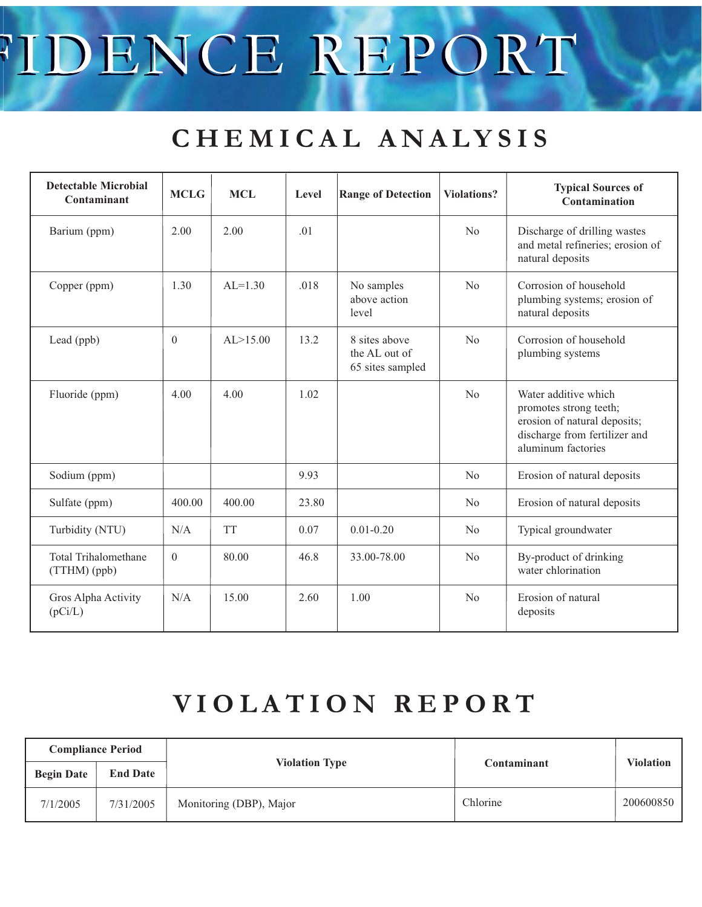# FIDENCE REPORT

## CHEMICAL ANALYSIS

| Detectable Microbial Contaminant | MCLG | MCL | Level | Range of Detection | Violations? | Typical Sources of Contamination |
|---|---|---|---|---|---|---|
| Barium (ppm) | 2.00 | 2.00 | .01 | | No | Discharge of drilling wastes and metal refineries; erosion of natural deposits |
| Copper (ppm) | 1.30 | AL=1.30 | .018 | No samples above action level | No | Corrosion of household plumbing systems; erosion of natural deposits |
| Lead (ppb) | 0 | AL>15.00 | 13.2 | 8 sites above the AL out of 65 sites sampled | No | Corrosion of household plumbing systems |
| Fluoride (ppm) | 4.00 | 4.00 | 1.02 | | No | Water additive which promotes strong teeth; erosion of natural deposits; discharge from fertilizer and aluminum factories |
| Sodium (ppm) | | | 9.93 | | No | Erosion of natural deposits |
| Sulfate (ppm) | 400.00 | 400.00 | 23.80 | | No | Erosion of natural deposits |
| Turbidity (NTU) | N/A | TT | 0.07 | 0.01-0.20 | No | Typical groundwater |
| Total Trihalomethane (TTHM) (ppb) | 0 | 80.00 | 46.8 | 33.00-78.00 | No | By-product of drinking water chlorination |
| Gros Alpha Activity (pCi/L) | N/A | 15.00 | 2.60 | 1.00 | No | Erosion of natural deposits |

## VIOLATION REPORT

| Compliance Period | | Violation Type | Contaminant | Violation |
|---|---|---|---|---|
| Begin Date | End Date | | | |
| 7/1/2005 | 7/31/2005 | Monitoring (DBP), Major | Chlorine | 200600850 |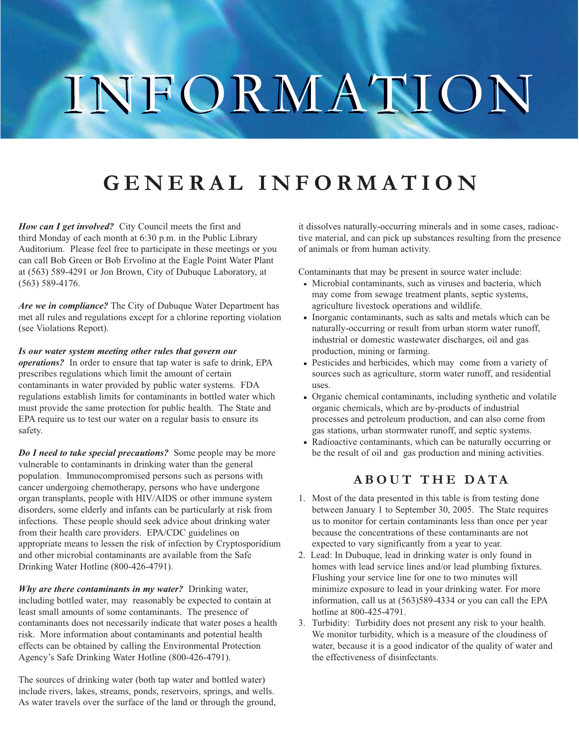# INFORMATION

## GENERAL INFORMATION

***How can I get involved?*** City Council meets the first and third Monday of each month at 6:30 p.m. in the Public Library Auditorium. Please feel free to participate in these meetings or you can call Bob Green or Bob Ervolino at the Eagle Point Water Plant at (563) 589-4291 or Jon Brown, City of Dubuque Laboratory, at (563) 589-4176.

***Are we in compliance?*** The City of Dubuque Water Department has met all rules and regulations except for a chlorine reporting violation (see Violations Report).

***Is our water system meeting other rules that govern our operations?*** In order to ensure that tap water is safe to drink, EPA prescribes regulations which limit the amount of certain contaminants in water provided by public water systems. FDA regulations establish limits for contaminants in bottled water which must provide the same protection for public health. The State and EPA require us to test our water on a regular basis to ensure its safety.

***Do I need to take special precautions?*** Some people may be more vulnerable to contaminants in drinking water than the general population. Immunocompromised persons such as persons with cancer undergoing chemotherapy, persons who have undergone organ transplants, people with HIV/AIDS or other immune system disorders, some elderly and infants can be particularly at risk from infections. These people should seek advice about drinking water from their health care providers. EPA/CDC guidelines on appropriate means to lessen the risk of infection by Cryptosporidium and other microbial contaminants are available from the Safe Drinking Water Hotline (800-426-4791).

***Why are there contaminants in my water?*** Drinking water, including bottled water, may reasonably be expected to contain at least small amounts of some contaminants. The presence of contaminants does not necessarily indicate that water poses a health risk. More information about contaminants and potential health effects can be obtained by calling the Environmental Protection Agency's Safe Drinking Water Hotline (800-426-4791).

The sources of drinking water (both tap water and bottled water) include rivers, lakes, streams, ponds, reservoirs, springs, and wells. As water travels over the surface of the land or through the ground, it dissolves naturally-occurring minerals and in some cases, radioactive material, and can pick up substances resulting from the presence of animals or from human activity.

Contaminants that may be present in source water include:

- Microbial contaminants, such as viruses and bacteria, which may come from sewage treatment plants, septic systems, agriculture livestock operations and wildlife.
- Inorganic contaminants, such as salts and metals which can be naturally-occurring or result from urban storm water runoff, industrial or domestic wastewater discharges, oil and gas production, mining or farming.
- Pesticides and herbicides, which may come from a variety of sources such as agriculture, storm water runoff, and residential uses.
- Organic chemical contaminants, including synthetic and volatile organic chemicals, which are by-products of industrial processes and petroleum production, and can also come from gas stations, urban stormwater runoff, and septic systems.
- Radioactive contaminants, which can be naturally occurring or be the result of oil and gas production and mining activities.

### ABOUT THE DATA

1. Most of the data presented in this table is from testing done between January 1 to September 30, 2005. The State requires us to monitor for certain contaminants less than once per year because the concentrations of these contaminants are not expected to vary significantly from a year to year.
2. Lead: In Dubuque, lead in drinking water is only found in homes with lead service lines and/or lead plumbing fixtures. Flushing your service line for one to two minutes will minimize exposure to lead in your drinking water. For more information, call us at (563)589-4334 or you can call the EPA hotline at 800-425-4791.
3. Turbidity: Turbidity does not present any risk to your health. We monitor turbidity, which is a measure of the cloudiness of water, because it is a good indicator of the quality of water and the effectiveness of disinfectants.